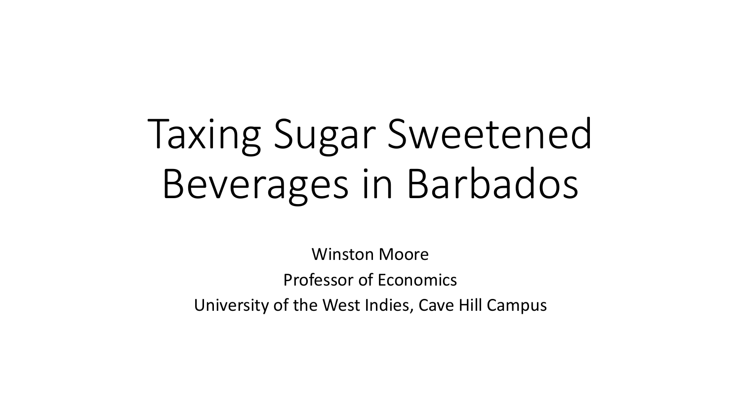# Taxing Sugar Sweetened Beverages in Barbados

Winston Moore

Professor of Economics

University of the West Indies, Cave Hill Campus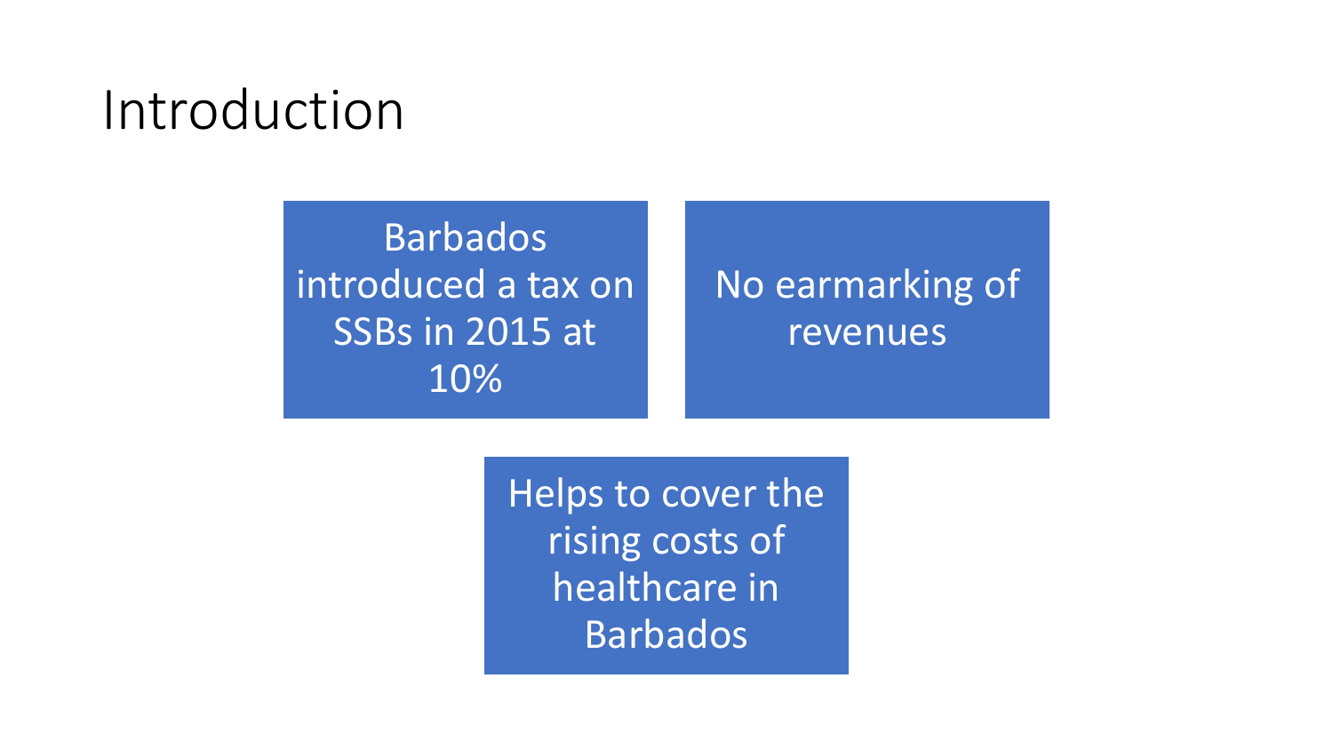# Introduction

- Barbados introduced a tax on SSBs in 2015 at 10%
- No earmarking of revenues
- Helps to cover the rising costs of healthcare in Barbados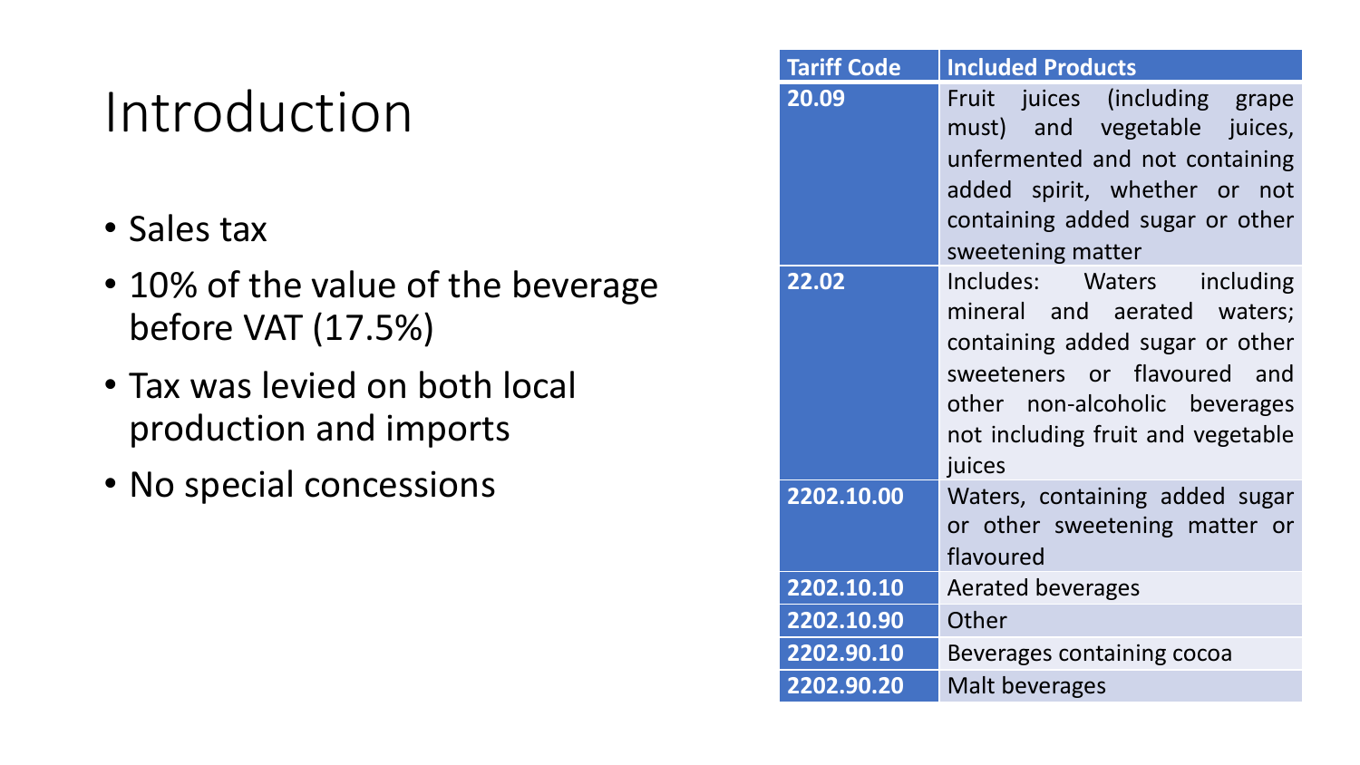# Introduction

- Sales tax
- 10% of the value of the beverage before VAT (17.5%)
- Tax was levied on both local production and imports
- No special concessions

| Tariff Code | Included Products |
|---|---|
| 20.09 | Fruit juices (including grape must) and vegetable juices, unfermented and not containing added spirit, whether or not containing added sugar or other sweetening matter |
| 22.02 | Includes: Waters including mineral and aerated waters; containing added sugar or other sweeteners or flavoured and other non-alcoholic beverages not including fruit and vegetable juices |
| 2202.10.00 | Waters, containing added sugar or other sweetening matter or flavoured |
| 2202.10.10 | Aerated beverages |
| 2202.10.90 | Other |
| 2202.90.10 | Beverages containing cocoa |
| 2202.90.20 | Malt beverages |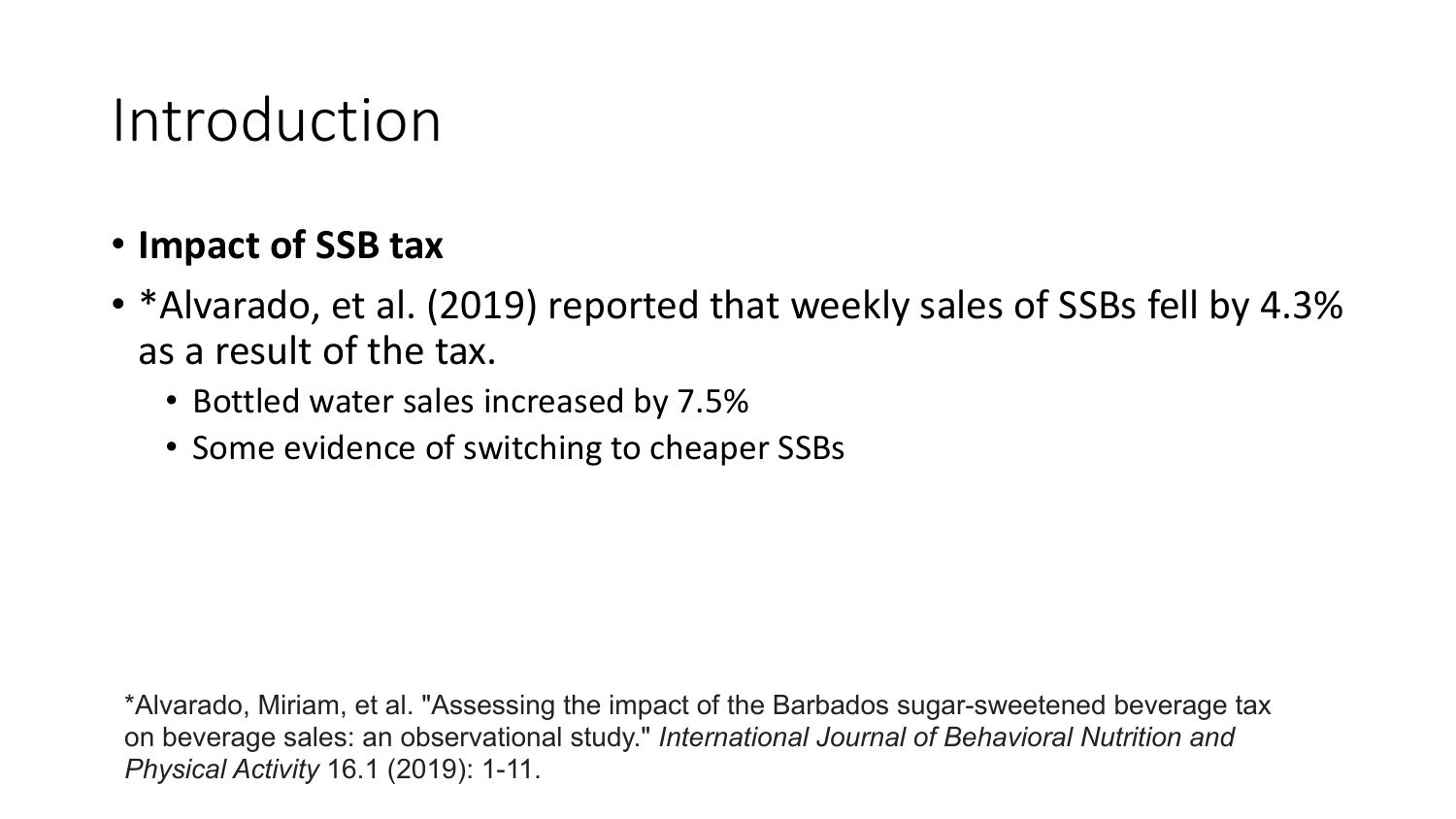# Introduction

- **Impact of SSB tax**
- *Alvarado, et al. (2019) reported that weekly sales of SSBs fell by 4.3% as a result of the tax.
  - Bottled water sales increased by 7.5%
  - Some evidence of switching to cheaper SSBs

*Alvarado, Miriam, et al. "Assessing the impact of the Barbados sugar-sweetened beverage tax on beverage sales: an observational study." *International Journal of Behavioral Nutrition and Physical Activity* 16.1 (2019): 1-11.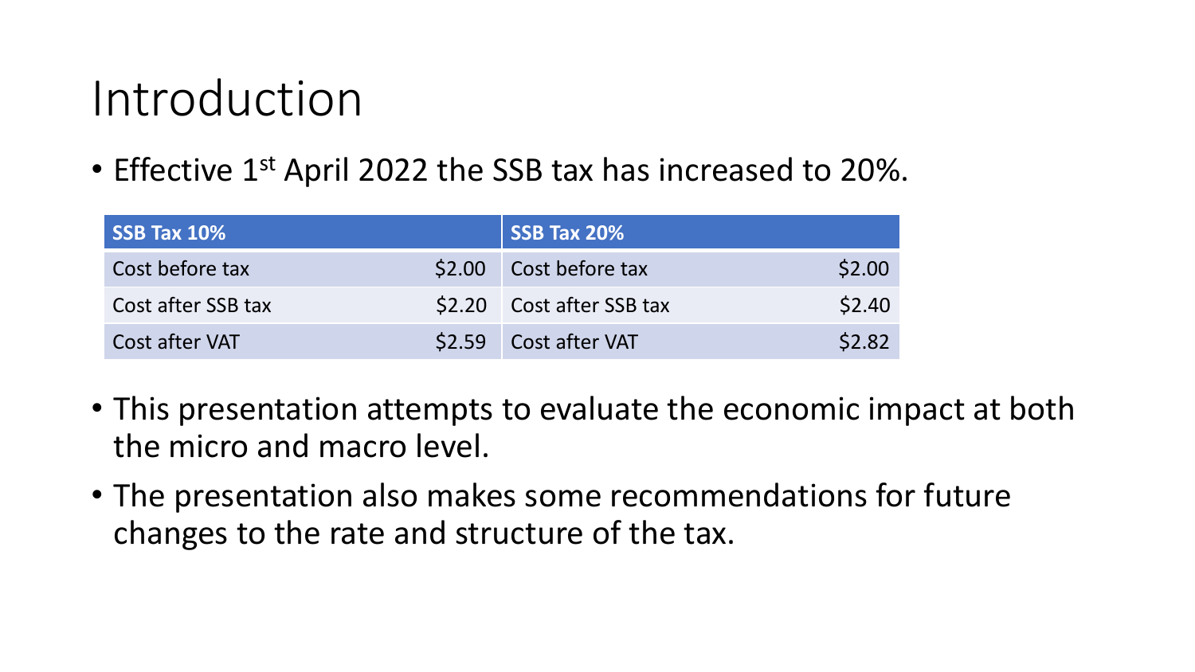# Introduction

- Effective 1st April 2022 the SSB tax has increased to 20%.

| SSB Tax 10% | | SSB Tax 20% | |
|---|---|---|---|
| Cost before tax | $2.00 | Cost before tax | $2.00 |
| Cost after SSB tax | $2.20 | Cost after SSB tax | $2.40 |
| Cost after VAT | $2.59 | Cost after VAT | $2.82 |

- This presentation attempts to evaluate the economic impact at both the micro and macro level.
- The presentation also makes some recommendations for future changes to the rate and structure of the tax.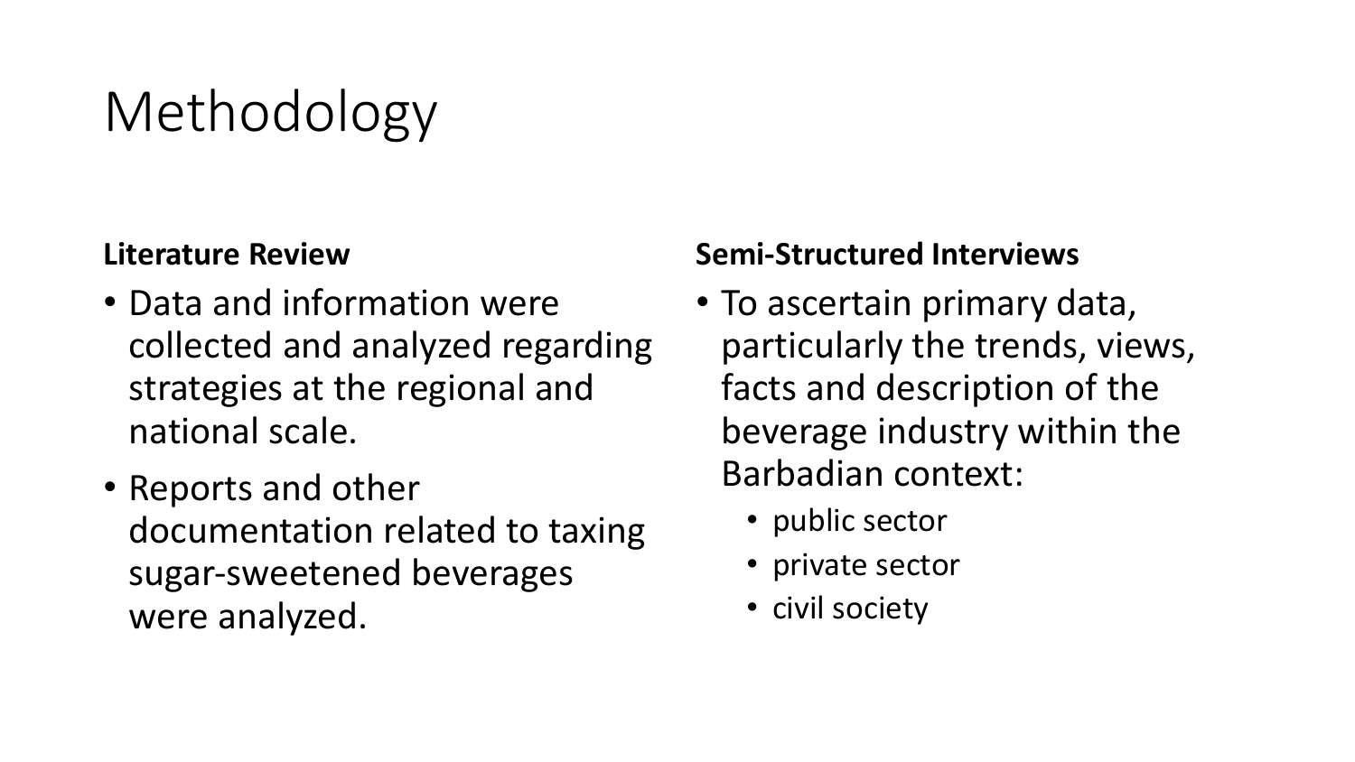# Methodology

**Literature Review**

- Data and information were collected and analyzed regarding strategies at the regional and national scale.
- Reports and other documentation related to taxing sugar-sweetened beverages were analyzed.

**Semi-Structured Interviews**

- To ascertain primary data, particularly the trends, views, facts and description of the beverage industry within the Barbadian context:
  - public sector
  - private sector
  - civil society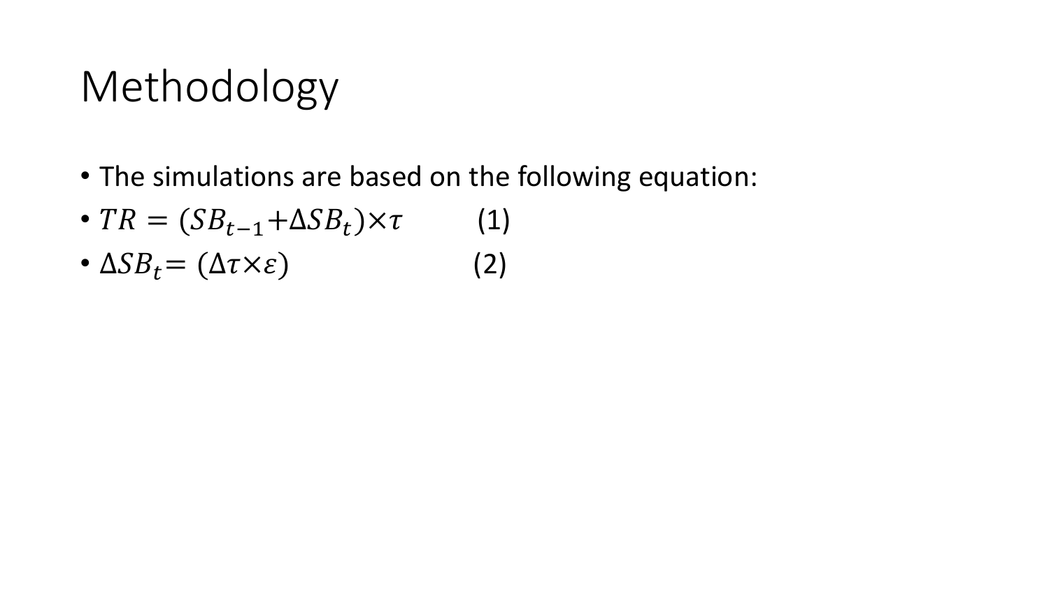# Methodology

- The simulations are based on the following equation:
- $TR = (SB_{t-1} + \Delta SB_t) \times \tau$ (1)
- $\Delta SB_t = (\Delta\tau \times \varepsilon)$ (2)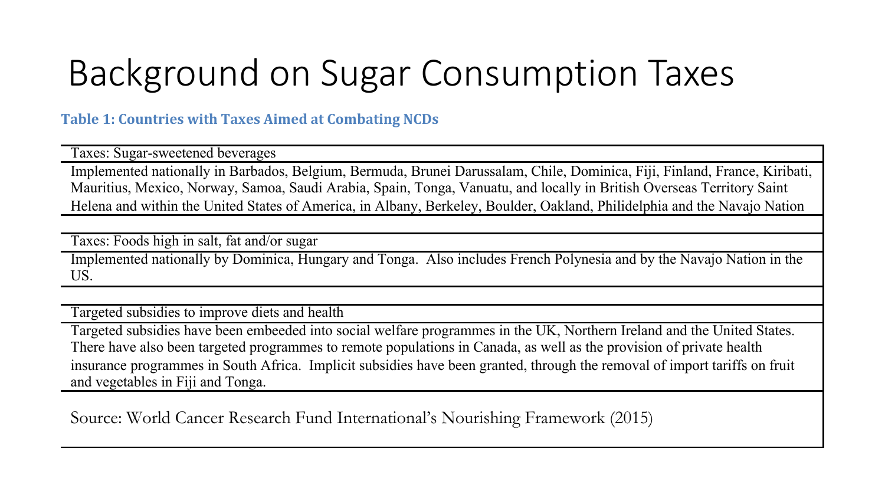# Background on Sugar Consumption Taxes

**Table 1: Countries with Taxes Aimed at Combating NCDs**

| Taxes: Sugar-sweetened beverages |
| --- |
| Implemented nationally in Barbados, Belgium, Bermuda, Brunei Darussalam, Chile, Dominica, Fiji, Finland, France, Kiribati, Mauritius, Mexico, Norway, Samoa, Saudi Arabia, Spain, Tonga, Vanuatu, and locally in British Overseas Territory Saint Helena and within the United States of America, in Albany, Berkeley, Boulder, Oakland, Philidelphia and the Navajo Nation |
| |
| Taxes: Foods high in salt, fat and/or sugar |
| Implemented nationally by Dominica, Hungary and Tonga. Also includes French Polynesia and by the Navajo Nation in the US. |
| |
| Targeted subsidies to improve diets and health |
| Targeted subsidies have been embeeded into social welfare programmes in the UK, Northern Ireland and the United States. There have also been targeted programmes to remote populations in Canada, as well as the provision of private health insurance programmes in South Africa. Implicit subsidies have been granted, through the removal of import tariffs on fruit and vegetables in Fiji and Tonga. |
| Source: World Cancer Research Fund International's Nourishing Framework (2015) |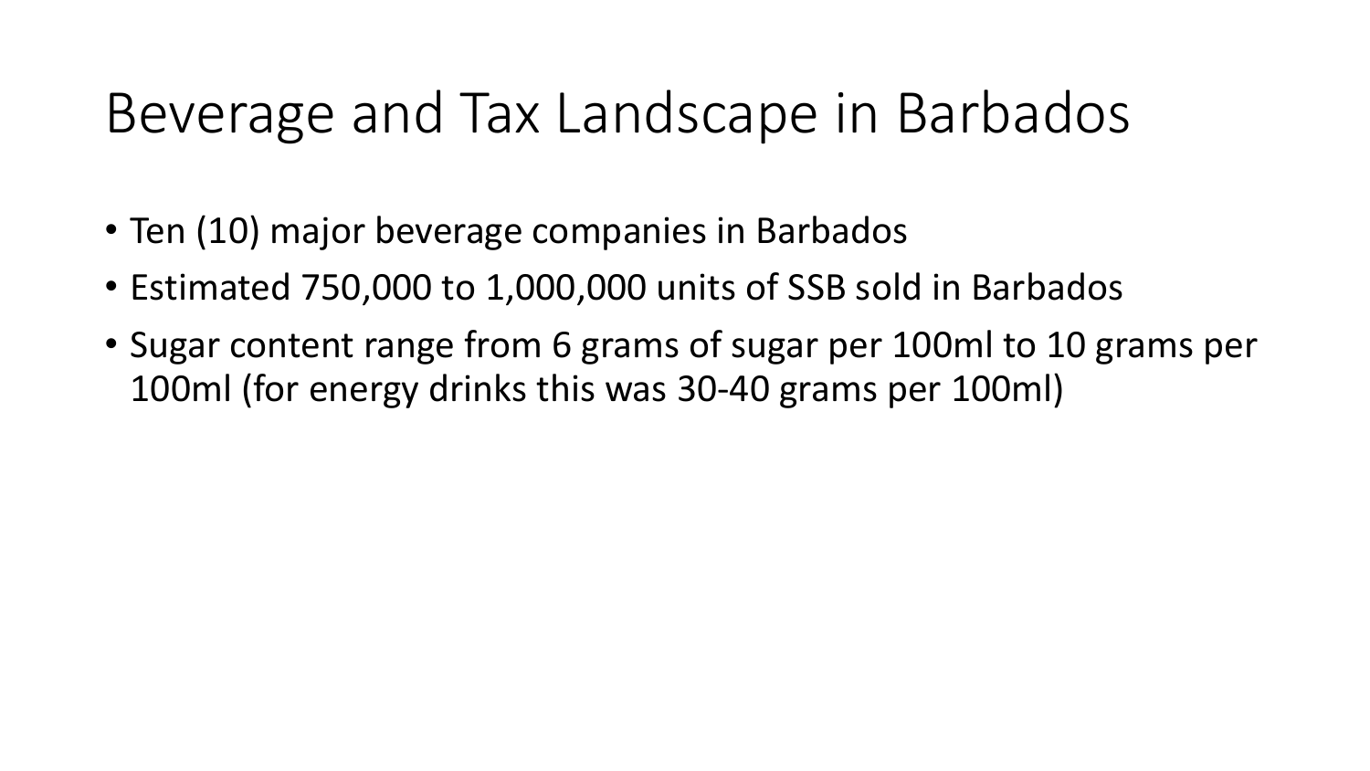# Beverage and Tax Landscape in Barbados

- Ten (10) major beverage companies in Barbados
- Estimated 750,000 to 1,000,000 units of SSB sold in Barbados
- Sugar content range from 6 grams of sugar per 100ml to 10 grams per 100ml (for energy drinks this was 30-40 grams per 100ml)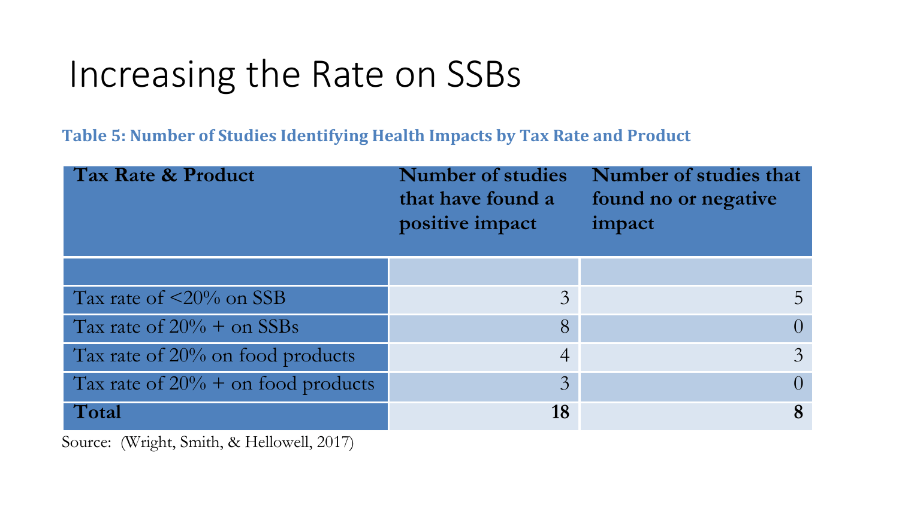# Increasing the Rate on SSBs

**Table 5: Number of Studies Identifying Health Impacts by Tax Rate and Product**

| Tax Rate & Product | Number of studies that have found a positive impact | Number of studies that found no or negative impact |
|---|---|---|
| | | |
| Tax rate of <20% on SSB | 3 | 5 |
| Tax rate of 20% + on SSBs | 8 | 0 |
| Tax rate of 20% on food products | 4 | 3 |
| Tax rate of 20% + on food products | 3 | 0 |
| **Total** | **18** | **8** |

Source: (Wright, Smith, & Hellowell, 2017)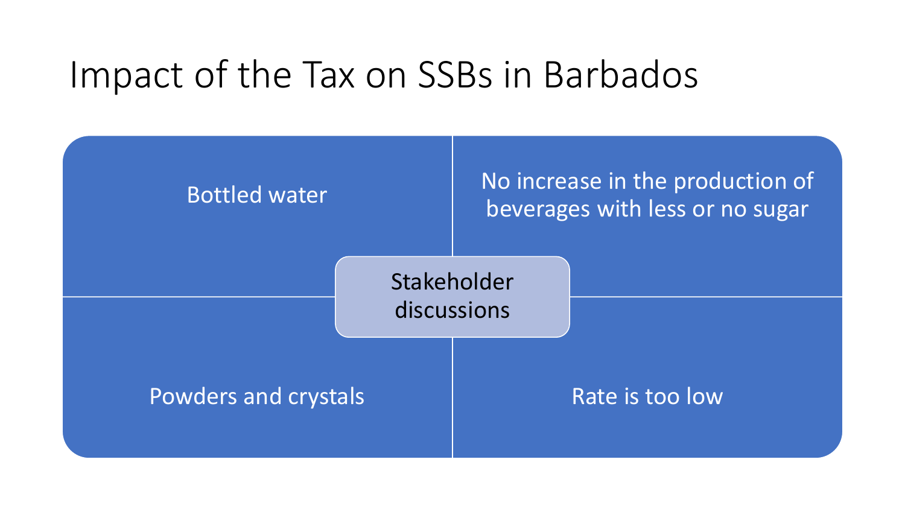# Impact of the Tax on SSBs in Barbados

- Bottled water
- No increase in the production of beverages with less or no sugar
- Stakeholder discussions
- Powders and crystals
- Rate is too low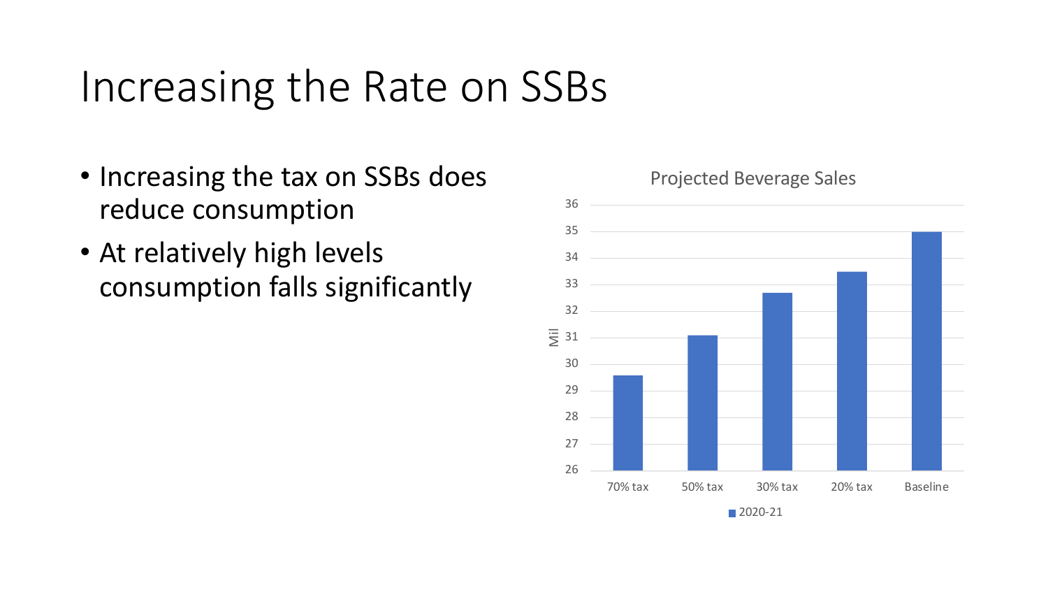# Increasing the Rate on SSBs

- Increasing the tax on SSBs does reduce consumption
- At relatively high levels consumption falls significantly

Projected Beverage Sales

| | 2020-21 (Mil) |
|---|---|
| 70% tax | 29.6 |
| 50% tax | 31.1 |
| 30% tax | 32.7 |
| 20% tax | 33.5 |
| Baseline | 35 |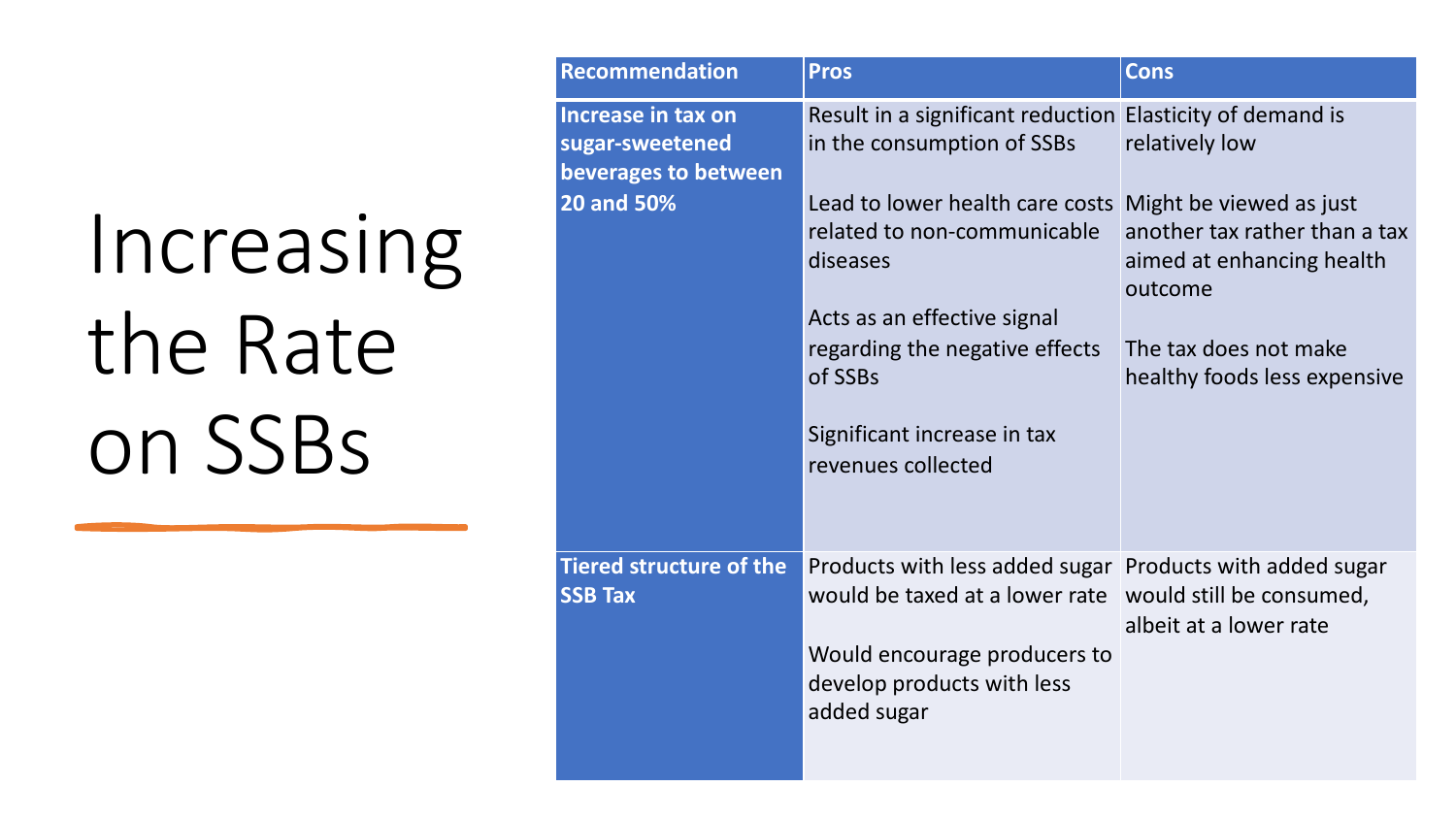# Increasing the Rate on SSBs

| Recommendation | Pros | Cons |
| --- | --- | --- |
| **Increase in tax on sugar-sweetened beverages to between 20 and 50%** | Result in a significant reduction in the consumption of SSBs<br><br>Lead to lower health care costs related to non-communicable diseases<br><br>Acts as an effective signal regarding the negative effects of SSBs<br><br>Significant increase in tax revenues collected | Elasticity of demand is relatively low<br><br>Might be viewed as just another tax rather than a tax aimed at enhancing health outcome<br><br>The tax does not make healthy foods less expensive |
| **Tiered structure of the SSB Tax** | Products with less added sugar would be taxed at a lower rate<br><br>Would encourage producers to develop products with less added sugar | Products with added sugar would still be consumed, albeit at a lower rate |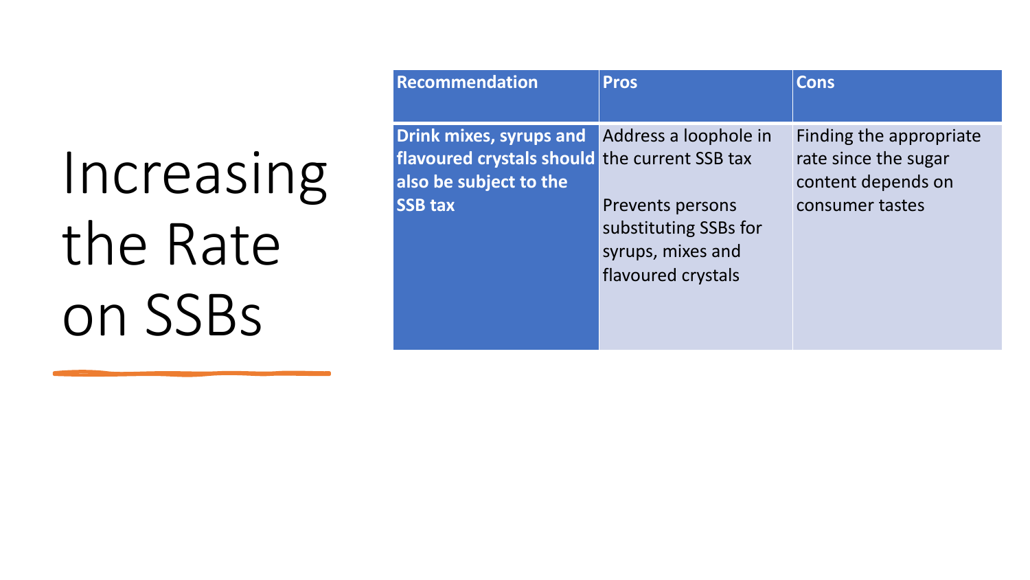# Increasing the Rate on SSBs

| Recommendation | Pros | Cons |
| --- | --- | --- |
| **Drink mixes, syrups and flavoured crystals should also be subject to the SSB tax** | Address a loophole in the current SSB tax<br><br>Prevents persons substituting SSBs for syrups, mixes and flavoured crystals | Finding the appropriate rate since the sugar content depends on consumer tastes |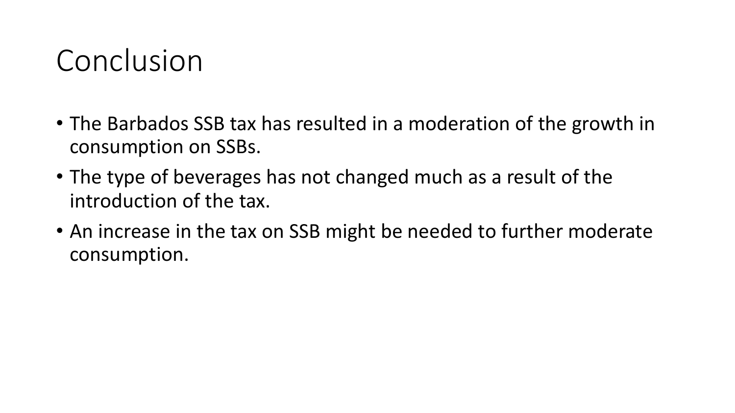# Conclusion

- The Barbados SSB tax has resulted in a moderation of the growth in consumption on SSBs.
- The type of beverages has not changed much as a result of the introduction of the tax.
- An increase in the tax on SSB might be needed to further moderate consumption.